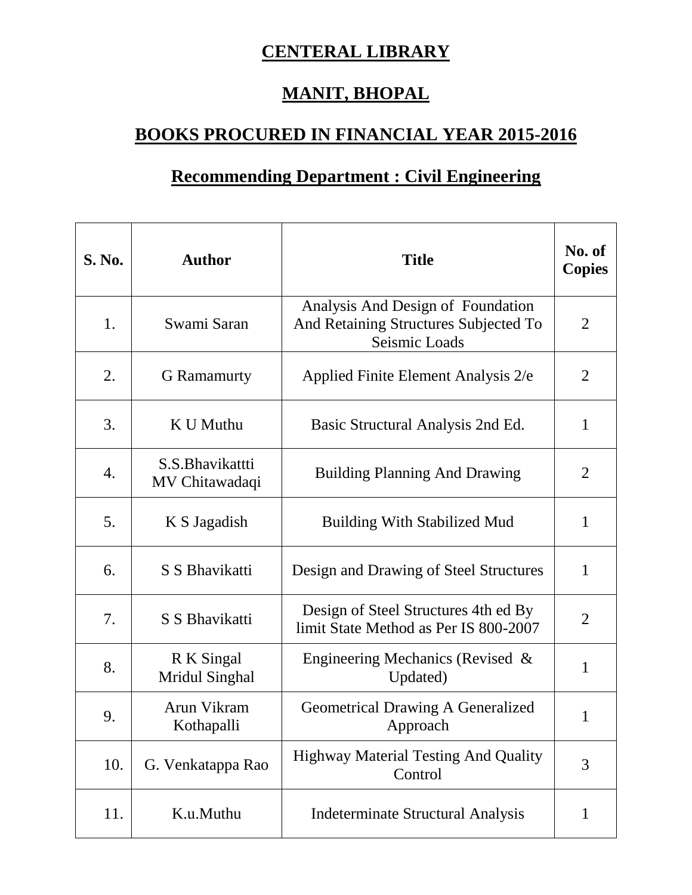# CENTERAL LIBRARY

# MANIT, BHOPAL

## BOOKS PROCURED IN FINANCIAL YEAR 2015-2016

### Recommending Department : Civil Engineering

| S. No. | Author | Title | No. of Copies |
|---|---|---|---|
| 1. | Swami Saran | Analysis And Design of Foundation And Retaining Structures Subjected To Seismic Loads | 2 |
| 2. | G Ramamurty | Applied Finite Element Analysis 2/e | 2 |
| 3. | K U Muthu | Basic Structural Analysis 2nd Ed. | 1 |
| 4. | S.S.Bhavikattti MV Chitawadaqi | Building Planning And Drawing | 2 |
| 5. | K S Jagadish | Building With Stabilized Mud | 1 |
| 6. | S S Bhavikatti | Design and Drawing of Steel Structures | 1 |
| 7. | S S Bhavikatti | Design of Steel Structures 4th ed By limit State Method as Per IS 800-2007 | 2 |
| 8. | R K Singal Mridul Singhal | Engineering Mechanics (Revised & Updated) | 1 |
| 9. | Arun Vikram Kothapalli | Geometrical Drawing A Generalized Approach | 1 |
| 10. | G. Venkatappa Rao | Highway Material Testing And Quality Control | 3 |
| 11. | K.u.Muthu | Indeterminate Structural Analysis | 1 |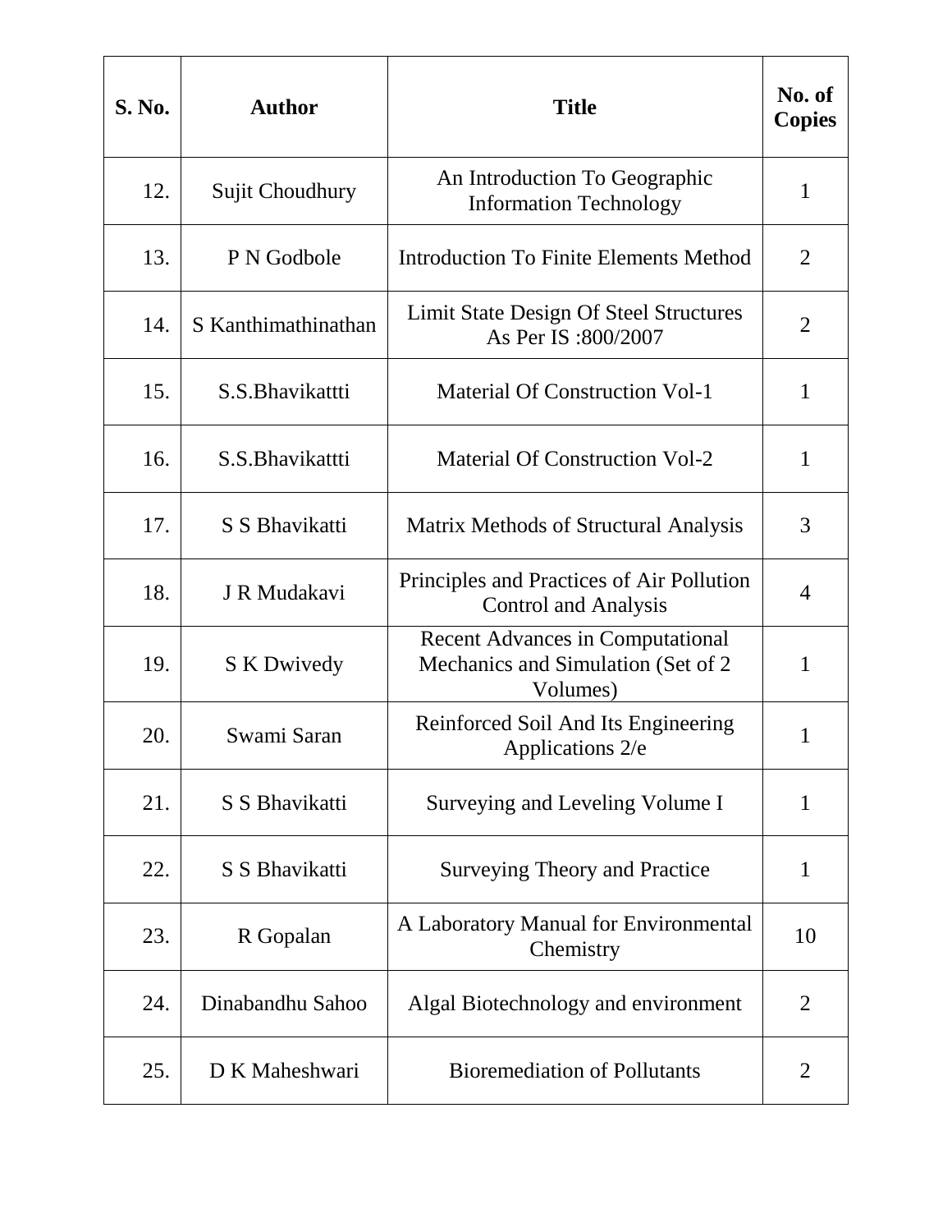| S. No. | Author | Title | No. of Copies |
|---|---|---|---|
| 12. | Sujit Choudhury | An Introduction To Geographic Information Technology | 1 |
| 13. | P N Godbole | Introduction To Finite Elements Method | 2 |
| 14. | S Kanthimathinathan | Limit State Design Of Steel Structures As Per IS :800/2007 | 2 |
| 15. | S.S.Bhavikattti | Material Of Construction Vol-1 | 1 |
| 16. | S.S.Bhavikattti | Material Of Construction Vol-2 | 1 |
| 17. | S S Bhavikatti | Matrix Methods of Structural Analysis | 3 |
| 18. | J R Mudakavi | Principles and Practices of Air Pollution Control and Analysis | 4 |
| 19. | S K Dwivedy | Recent Advances in Computational Mechanics and Simulation (Set of 2 Volumes) | 1 |
| 20. | Swami Saran | Reinforced Soil And Its Engineering Applications 2/e | 1 |
| 21. | S S Bhavikatti | Surveying and Leveling Volume I | 1 |
| 22. | S S Bhavikatti | Surveying Theory and Practice | 1 |
| 23. | R Gopalan | A Laboratory Manual for Environmental Chemistry | 10 |
| 24. | Dinabandhu Sahoo | Algal Biotechnology and environment | 2 |
| 25. | D K Maheshwari | Bioremediation of Pollutants | 2 |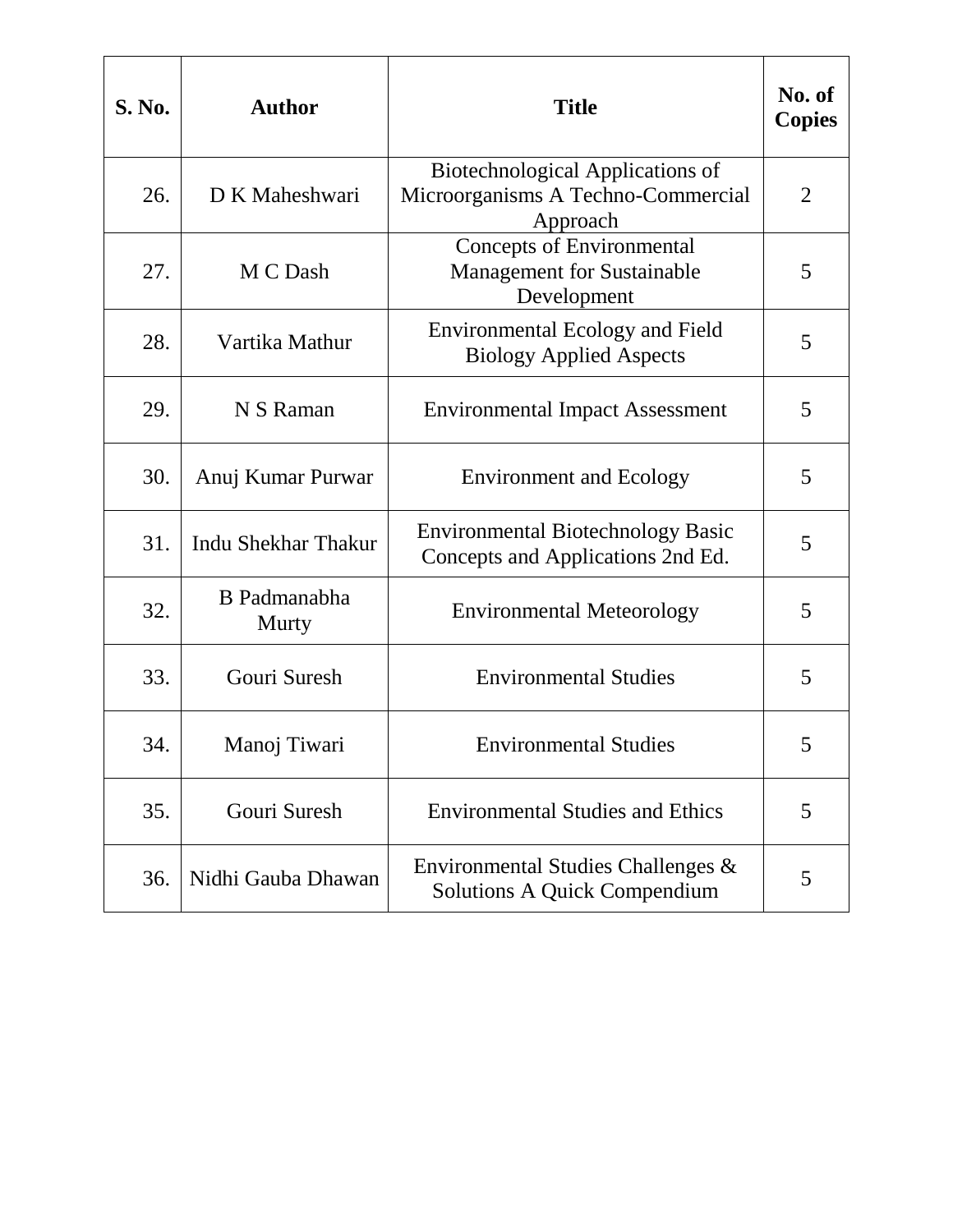| S. No. | Author | Title | No. of Copies |
|---|---|---|---|
| 26. | D K Maheshwari | Biotechnological Applications of Microorganisms A Techno-Commercial Approach | 2 |
| 27. | M C Dash | Concepts of Environmental Management for Sustainable Development | 5 |
| 28. | Vartika Mathur | Environmental Ecology and Field Biology Applied Aspects | 5 |
| 29. | N S Raman | Environmental Impact Assessment | 5 |
| 30. | Anuj Kumar Purwar | Environment and Ecology | 5 |
| 31. | Indu Shekhar Thakur | Environmental Biotechnology Basic Concepts and Applications 2nd Ed. | 5 |
| 32. | B Padmanabha Murty | Environmental Meteorology | 5 |
| 33. | Gouri Suresh | Environmental Studies | 5 |
| 34. | Manoj Tiwari | Environmental Studies | 5 |
| 35. | Gouri Suresh | Environmental Studies and Ethics | 5 |
| 36. | Nidhi Gauba Dhawan | Environmental Studies Challenges & Solutions A Quick Compendium | 5 |